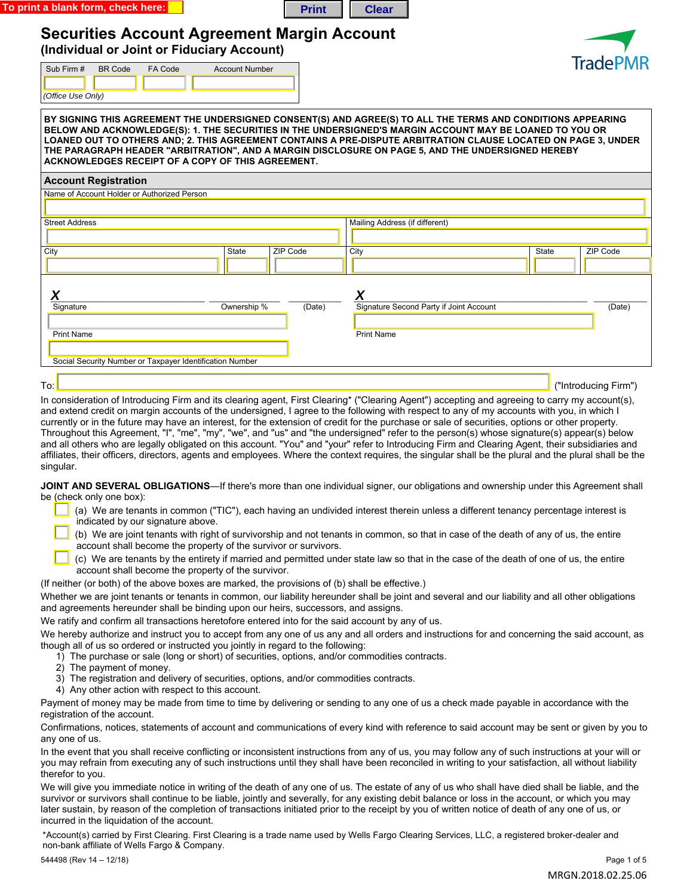To print a blank form, check here: ☐ **Print** **Clear**

# Securities Account Agreement Margin Account

## (Individual or Joint or Fiduciary Account)

TradePMR

| Sub Firm # | BR Code | FA Code | Account Number |
|---|---|---|---|
| | | | |

*(Office Use Only)*

**BY SIGNING THIS AGREEMENT THE UNDERSIGNED CONSENT(S) AND AGREE(S) TO ALL THE TERMS AND CONDITIONS APPEARING BELOW AND ACKNOWLEDGE(S): 1. THE SECURITIES IN THE UNDERSIGNED'S MARGIN ACCOUNT MAY BE LOANED TO YOU OR LOANED OUT TO OTHERS AND; 2. THIS AGREEMENT CONTAINS A PRE-DISPUTE ARBITRATION CLAUSE LOCATED ON PAGE 3, UNDER THE PARAGRAPH HEADER "ARBITRATION", AND A MARGIN DISCLOSURE ON PAGE 5, AND THE UNDERSIGNED HEREBY ACKNOWLEDGES RECEIPT OF A COPY OF THIS AGREEMENT.**

### Account Registration

Name of Account Holder or Authorized Person

| Street Address | | | Mailing Address (if different) | | |
|---|---|---|---|---|---|
| City | State | ZIP Code | City | State | ZIP Code |
| | | | | | |

X ______________________ ______ ______ X ______________________ ______

Signature Ownership % (Date) Signature Second Party if Joint Account (Date)

Print Name Print Name

Social Security Number or Taxpayer Identification Number

To: ______________________ ("Introducing Firm")

In consideration of Introducing Firm and its clearing agent, First Clearing* ("Clearing Agent") accepting and agreeing to carry my account(s), and extend credit on margin accounts of the undersigned, I agree to the following with respect to any of my accounts with you, in which I currently or in the future may have an interest, for the extension of credit for the purchase or sale of securities, options or other property. Throughout this Agreement, "I", "me", "my", "we", and "us" and "the undersigned" refer to the person(s) whose signature(s) appear(s) below and all others who are legally obligated on this account. "You" and "your" refer to Introducing Firm and Clearing Agent, their subsidiaries and affiliates, their officers, directors, agents and employees. Where the context requires, the singular shall be the plural and the plural shall be the singular.

**JOINT AND SEVERAL OBLIGATIONS**—If there's more than one individual signer, our obligations and ownership under this Agreement shall be (check only one box):

- ☐ (a) We are tenants in common ("TIC"), each having an undivided interest therein unless a different tenancy percentage interest is indicated by our signature above.
- ☐ (b) We are joint tenants with right of survivorship and not tenants in common, so that in case of the death of any of us, the entire account shall become the property of the survivor or survivors.
- ☐ (c) We are tenants by the entirety if married and permitted under state law so that in the case of the death of one of us, the entire account shall become the property of the survivor.

(If neither (or both) of the above boxes are marked, the provisions of (b) shall be effective.)

Whether we are joint tenants or tenants in common, our liability hereunder shall be joint and several and our liability and all other obligations and agreements hereunder shall be binding upon our heirs, successors, and assigns.

We ratify and confirm all transactions heretofore entered into for the said account by any of us.

We hereby authorize and instruct you to accept from any one of us any and all orders and instructions for and concerning the said account, as though all of us so ordered or instructed you jointly in regard to the following:

1) The purchase or sale (long or short) of securities, options, and/or commodities contracts.
2) The payment of money.
3) The registration and delivery of securities, options, and/or commodities contracts.
4) Any other action with respect to this account.

Payment of money may be made from time to time by delivering or sending to any one of us a check made payable in accordance with the registration of the account.

Confirmations, notices, statements of account and communications of every kind with reference to said account may be sent or given by you to any one of us.

In the event that you shall receive conflicting or inconsistent instructions from any of us, you may follow any of such instructions at your will or you may refrain from executing any of such instructions until they shall have been reconciled in writing to your satisfaction, all without liability therefor to you.

We will give you immediate notice in writing of the death of any one of us. The estate of any of us who shall have died shall be liable, and the survivor or survivors shall continue to be liable, jointly and severally, for any existing debit balance or loss in the account, or which you may later sustain, by reason of the completion of transactions initiated prior to the receipt by you of written notice of death of any one of us, or incurred in the liquidation of the account.

*Account(s) carried by First Clearing. First Clearing is a trade name used by Wells Fargo Clearing Services, LLC, a registered broker-dealer and non-bank affiliate of Wells Fargo & Company.

544498 (Rev 14 – 12/18)

MRGN.2018.02.25.06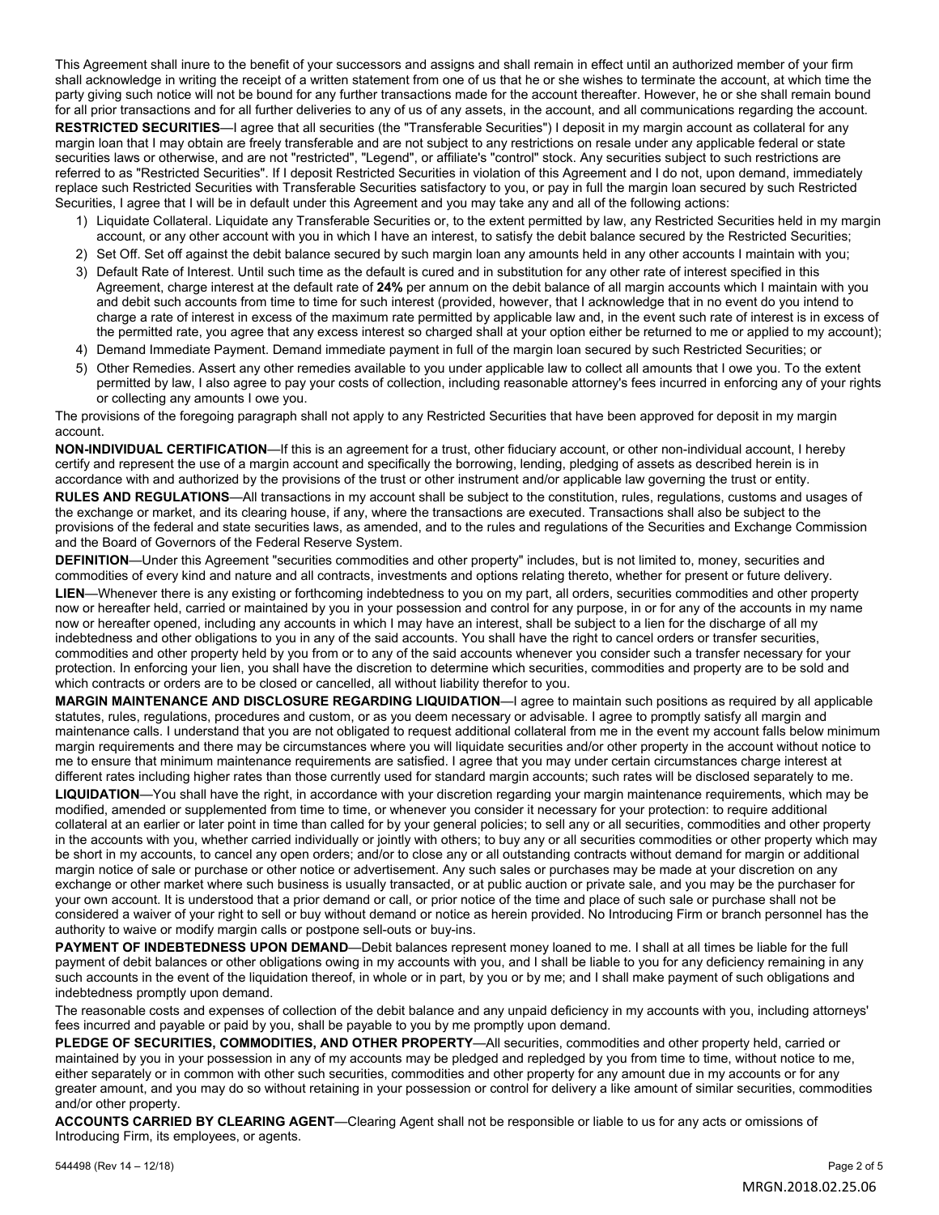This Agreement shall inure to the benefit of your successors and assigns and shall remain in effect until an authorized member of your firm shall acknowledge in writing the receipt of a written statement from one of us that he or she wishes to terminate the account, at which time the party giving such notice will not be bound for any further transactions made for the account thereafter. However, he or she shall remain bound for all prior transactions and for all further deliveries to any of us of any assets, in the account, and all communications regarding the account.

**RESTRICTED SECURITIES**—I agree that all securities (the "Transferable Securities") I deposit in my margin account as collateral for any margin loan that I may obtain are freely transferable and are not subject to any restrictions on resale under any applicable federal or state securities laws or otherwise, and are not "restricted", "Legend", or affiliate's "control" stock. Any securities subject to such restrictions are referred to as "Restricted Securities". If I deposit Restricted Securities in violation of this Agreement and I do not, upon demand, immediately replace such Restricted Securities with Transferable Securities satisfactory to you, or pay in full the margin loan secured by such Restricted Securities, I agree that I will be in default under this Agreement and you may take any and all of the following actions:

1) Liquidate Collateral. Liquidate any Transferable Securities or, to the extent permitted by law, any Restricted Securities held in my margin account, or any other account with you in which I have an interest, to satisfy the debit balance secured by the Restricted Securities;
2) Set Off. Set off against the debit balance secured by such margin loan any amounts held in any other accounts I maintain with you;
3) Default Rate of Interest. Until such time as the default is cured and in substitution for any other rate of interest specified in this Agreement, charge interest at the default rate of **24%** per annum on the debit balance of all margin accounts which I maintain with you and debit such accounts from time to time for such interest (provided, however, that I acknowledge that in no event do you intend to charge a rate of interest in excess of the maximum rate permitted by applicable law and, in the event such rate of interest is in excess of the permitted rate, you agree that any excess interest so charged shall at your option either be returned to me or applied to my account);
4) Demand Immediate Payment. Demand immediate payment in full of the margin loan secured by such Restricted Securities; or
5) Other Remedies. Assert any other remedies available to you under applicable law to collect all amounts that I owe you. To the extent permitted by law, I also agree to pay your costs of collection, including reasonable attorney's fees incurred in enforcing any of your rights or collecting any amounts I owe you.

The provisions of the foregoing paragraph shall not apply to any Restricted Securities that have been approved for deposit in my margin account.

**NON-INDIVIDUAL CERTIFICATION**—If this is an agreement for a trust, other fiduciary account, or other non-individual account, I hereby certify and represent the use of a margin account and specifically the borrowing, lending, pledging of assets as described herein is in accordance with and authorized by the provisions of the trust or other instrument and/or applicable law governing the trust or entity.

**RULES AND REGULATIONS**—All transactions in my account shall be subject to the constitution, rules, regulations, customs and usages of the exchange or market, and its clearing house, if any, where the transactions are executed. Transactions shall also be subject to the provisions of the federal and state securities laws, as amended, and to the rules and regulations of the Securities and Exchange Commission and the Board of Governors of the Federal Reserve System.

**DEFINITION**—Under this Agreement "securities commodities and other property" includes, but is not limited to, money, securities and commodities of every kind and nature and all contracts, investments and options relating thereto, whether for present or future delivery.

**LIEN**—Whenever there is any existing or forthcoming indebtedness to you on my part, all orders, securities commodities and other property now or hereafter held, carried or maintained by you in your possession and control for any purpose, in or for any of the accounts in my name now or hereafter opened, including any accounts in which I may have an interest, shall be subject to a lien for the discharge of all my indebtedness and other obligations to you in any of the said accounts. You shall have the right to cancel orders or transfer securities, commodities and other property held by you from or to any of the said accounts whenever you consider such a transfer necessary for your protection. In enforcing your lien, you shall have the discretion to determine which securities, commodities and property are to be sold and which contracts or orders are to be closed or cancelled, all without liability therefor to you.

**MARGIN MAINTENANCE AND DISCLOSURE REGARDING LIQUIDATION**—I agree to maintain such positions as required by all applicable statutes, rules, regulations, procedures and custom, or as you deem necessary or advisable. I agree to promptly satisfy all margin and maintenance calls. I understand that you are not obligated to request additional collateral from me in the event my account falls below minimum margin requirements and there may be circumstances where you will liquidate securities and/or other property in the account without notice to me to ensure that minimum maintenance requirements are satisfied. I agree that you may under certain circumstances charge interest at different rates including higher rates than those currently used for standard margin accounts; such rates will be disclosed separately to me.

**LIQUIDATION**—You shall have the right, in accordance with your discretion regarding your margin maintenance requirements, which may be modified, amended or supplemented from time to time, or whenever you consider it necessary for your protection: to require additional collateral at an earlier or later point in time than called for by your general policies; to sell any or all securities, commodities and other property in the accounts with you, whether carried individually or jointly with others; to buy any or all securities commodities or other property which may be short in my accounts, to cancel any open orders; and/or to close any or all outstanding contracts without demand for margin or additional margin notice of sale or purchase or other notice or advertisement. Any such sales or purchases may be made at your discretion on any exchange or other market where such business is usually transacted, or at public auction or private sale, and you may be the purchaser for your own account. It is understood that a prior demand or call, or prior notice of the time and place of such sale or purchase shall not be considered a waiver of your right to sell or buy without demand or notice as herein provided. No Introducing Firm or branch personnel has the authority to waive or modify margin calls or postpone sell-outs or buy-ins.

**PAYMENT OF INDEBTEDNESS UPON DEMAND**—Debit balances represent money loaned to me. I shall at all times be liable for the full payment of debit balances or other obligations owing in my accounts with you, and I shall be liable to you for any deficiency remaining in any such accounts in the event of the liquidation thereof, in whole or in part, by you or by me; and I shall make payment of such obligations and indebtedness promptly upon demand.

The reasonable costs and expenses of collection of the debit balance and any unpaid deficiency in my accounts with you, including attorneys' fees incurred and payable or paid by you, shall be payable to you by me promptly upon demand.

**PLEDGE OF SECURITIES, COMMODITIES, AND OTHER PROPERTY**—All securities, commodities and other property held, carried or maintained by you in your possession in any of my accounts may be pledged and repledged by you from time to time, without notice to me, either separately or in common with other such securities, commodities and other property for any amount due in my accounts or for any greater amount, and you may do so without retaining in your possession or control for delivery a like amount of similar securities, commodities and/or other property.

**ACCOUNTS CARRIED BY CLEARING AGENT**—Clearing Agent shall not be responsible or liable to us for any acts or omissions of Introducing Firm, its employees, or agents.

544498 (Rev 14 – 12/18)

MRGN.2018.02.25.06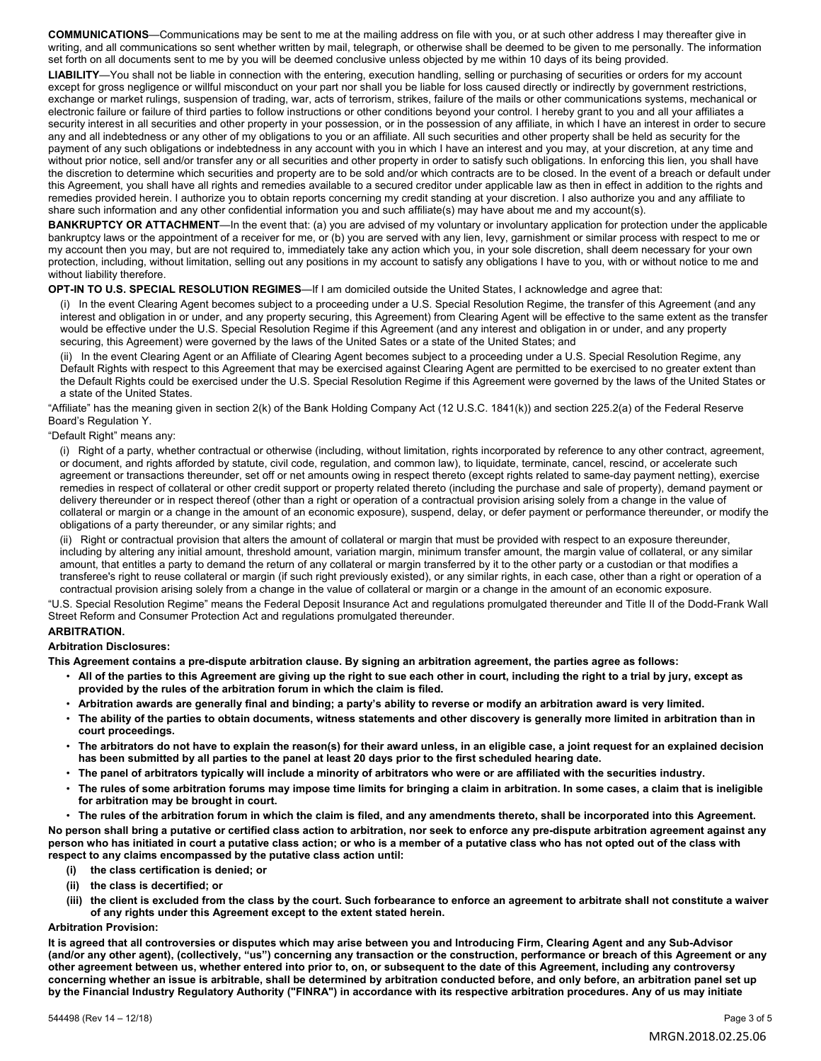**COMMUNICATIONS**—Communications may be sent to me at the mailing address on file with you, or at such other address I may thereafter give in writing, and all communications so sent whether written by mail, telegraph, or otherwise shall be deemed to be given to me personally. The information set forth on all documents sent to me by you will be deemed conclusive unless objected by me within 10 days of its being provided.

**LIABILITY**—You shall not be liable in connection with the entering, execution handling, selling or purchasing of securities or orders for my account except for gross negligence or willful misconduct on your part nor shall you be liable for loss caused directly or indirectly by government restrictions, exchange or market rulings, suspension of trading, war, acts of terrorism, strikes, failure of the mails or other communications systems, mechanical or electronic failure or failure of third parties to follow instructions or other conditions beyond your control. I hereby grant to you and all your affiliates a security interest in all securities and other property in your possession, or in the possession of any affiliate, in which I have an interest in order to secure any and all indebtedness or any other of my obligations to you or an affiliate. All such securities and other property shall be held as security for the payment of any such obligations or indebtedness in any account with you in which I have an interest and you may, at your discretion, at any time and without prior notice, sell and/or transfer any or all securities and other property in order to satisfy such obligations. In enforcing this lien, you shall have the discretion to determine which securities and property are to be sold and/or which contracts are to be closed. In the event of a breach or default under this Agreement, you shall have all rights and remedies available to a secured creditor under applicable law as then in effect in addition to the rights and remedies provided herein. I authorize you to obtain reports concerning my credit standing at your discretion. I also authorize you and any affiliate to share such information and any other confidential information you and such affiliate(s) may have about me and my account(s).

**BANKRUPTCY OR ATTACHMENT**—In the event that: (a) you are advised of my voluntary or involuntary application for protection under the applicable bankruptcy laws or the appointment of a receiver for me, or (b) you are served with any lien, levy, garnishment or similar process with respect to me or my account then you may, but are not required to, immediately take any action which you, in your sole discretion, shall deem necessary for your own protection, including, without limitation, selling out any positions in my account to satisfy any obligations I have to you, with or without notice to me and without liability therefore.

**OPT-IN TO U.S. SPECIAL RESOLUTION REGIMES**—If I am domiciled outside the United States, I acknowledge and agree that:

(i) In the event Clearing Agent becomes subject to a proceeding under a U.S. Special Resolution Regime, the transfer of this Agreement (and any interest and obligation in or under, and any property securing, this Agreement) from Clearing Agent will be effective to the same extent as the transfer would be effective under the U.S. Special Resolution Regime if this Agreement (and any interest and obligation in or under, and any property securing, this Agreement) were governed by the laws of the United Sates or a state of the United States; and

(ii) In the event Clearing Agent or an Affiliate of Clearing Agent becomes subject to a proceeding under a U.S. Special Resolution Regime, any Default Rights with respect to this Agreement that may be exercised against Clearing Agent are permitted to be exercised to no greater extent than the Default Rights could be exercised under the U.S. Special Resolution Regime if this Agreement were governed by the laws of the United States or a state of the United States.

“Affiliate” has the meaning given in section 2(k) of the Bank Holding Company Act (12 U.S.C. 1841(k)) and section 225.2(a) of the Federal Reserve Board’s Regulation Y.

“Default Right” means any:

(i) Right of a party, whether contractual or otherwise (including, without limitation, rights incorporated by reference to any other contract, agreement, or document, and rights afforded by statute, civil code, regulation, and common law), to liquidate, terminate, cancel, rescind, or accelerate such agreement or transactions thereunder, set off or net amounts owing in respect thereto (except rights related to same-day payment netting), exercise remedies in respect of collateral or other credit support or property related thereto (including the purchase and sale of property), demand payment or delivery thereunder or in respect thereof (other than a right or operation of a contractual provision arising solely from a change in the value of collateral or margin or a change in the amount of an economic exposure), suspend, delay, or defer payment or performance thereunder, or modify the obligations of a party thereunder, or any similar rights; and

(ii) Right or contractual provision that alters the amount of collateral or margin that must be provided with respect to an exposure thereunder, including by altering any initial amount, threshold amount, variation margin, minimum transfer amount, the margin value of collateral, or any similar amount, that entitles a party to demand the return of any collateral or margin transferred by it to the other party or a custodian or that modifies a transferee's right to reuse collateral or margin (if such right previously existed), or any similar rights, in each case, other than a right or operation of a contractual provision arising solely from a change in the value of collateral or margin or a change in the amount of an economic exposure.

“U.S. Special Resolution Regime” means the Federal Deposit Insurance Act and regulations promulgated thereunder and Title II of the Dodd-Frank Wall Street Reform and Consumer Protection Act and regulations promulgated thereunder.

**ARBITRATION.**

**Arbitration Disclosures:**

**This Agreement contains a pre-dispute arbitration clause. By signing an arbitration agreement, the parties agree as follows:**

- **All of the parties to this Agreement are giving up the right to sue each other in court, including the right to a trial by jury, except as provided by the rules of the arbitration forum in which the claim is filed.**
- **Arbitration awards are generally final and binding; a party’s ability to reverse or modify an arbitration award is very limited.**
- **The ability of the parties to obtain documents, witness statements and other discovery is generally more limited in arbitration than in court proceedings.**
- **The arbitrators do not have to explain the reason(s) for their award unless, in an eligible case, a joint request for an explained decision has been submitted by all parties to the panel at least 20 days prior to the first scheduled hearing date.**
- **The panel of arbitrators typically will include a minority of arbitrators who were or are affiliated with the securities industry.**
- **The rules of some arbitration forums may impose time limits for bringing a claim in arbitration. In some cases, a claim that is ineligible for arbitration may be brought in court.**
- **The rules of the arbitration forum in which the claim is filed, and any amendments thereto, shall be incorporated into this Agreement.**

**No person shall bring a putative or certified class action to arbitration, nor seek to enforce any pre-dispute arbitration agreement against any person who has initiated in court a putative class action; or who is a member of a putative class who has not opted out of the class with respect to any claims encompassed by the putative class action until:**

**(i) the class certification is denied; or**

**(ii) the class is decertified; or**

**(iii) the client is excluded from the class by the court. Such forbearance to enforce an agreement to arbitrate shall not constitute a waiver of any rights under this Agreement except to the extent stated herein.**

**Arbitration Provision:**

**It is agreed that all controversies or disputes which may arise between you and Introducing Firm, Clearing Agent and any Sub-Advisor (and/or any other agent), (collectively, “us”) concerning any transaction or the construction, performance or breach of this Agreement or any other agreement between us, whether entered into prior to, on, or subsequent to the date of this Agreement, including any controversy concerning whether an issue is arbitrable, shall be determined by arbitration conducted before, and only before, an arbitration panel set up by the Financial Industry Regulatory Authority ("FINRA") in accordance with its respective arbitration procedures. Any of us may initiate**

544498 (Rev 14 – 12/18)

MRGN.2018.02.25.06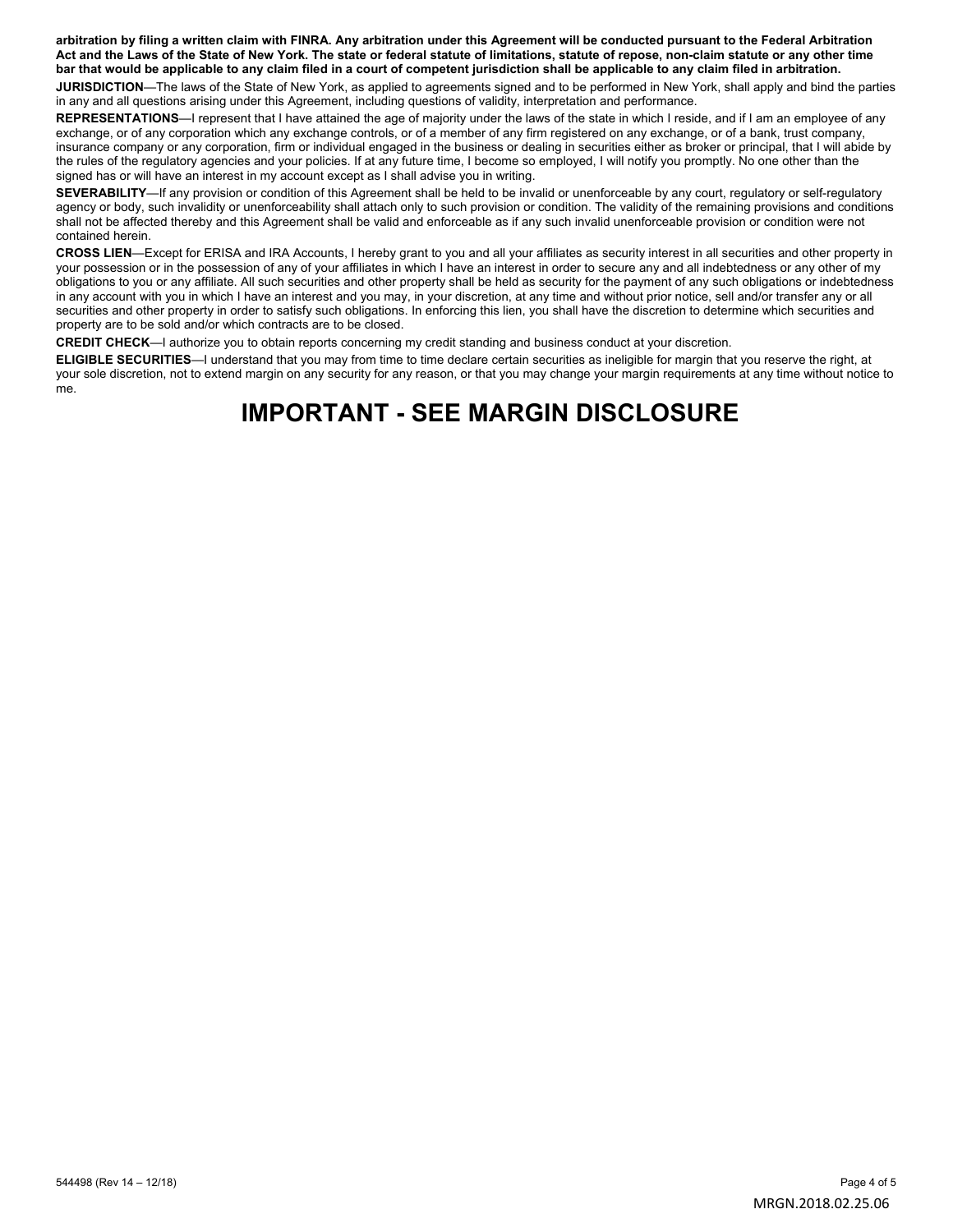**arbitration by filing a written claim with FINRA. Any arbitration under this Agreement will be conducted pursuant to the Federal Arbitration Act and the Laws of the State of New York. The state or federal statute of limitations, statute of repose, non-claim statute or any other time bar that would be applicable to any claim filed in a court of competent jurisdiction shall be applicable to any claim filed in arbitration.**

**JURISDICTION**—The laws of the State of New York, as applied to agreements signed and to be performed in New York, shall apply and bind the parties in any and all questions arising under this Agreement, including questions of validity, interpretation and performance.

**REPRESENTATIONS**—I represent that I have attained the age of majority under the laws of the state in which I reside, and if I am an employee of any exchange, or of any corporation which any exchange controls, or of a member of any firm registered on any exchange, or of a bank, trust company, insurance company or any corporation, firm or individual engaged in the business or dealing in securities either as broker or principal, that I will abide by the rules of the regulatory agencies and your policies. If at any future time, I become so employed, I will notify you promptly. No one other than the signed has or will have an interest in my account except as I shall advise you in writing.

**SEVERABILITY**—If any provision or condition of this Agreement shall be held to be invalid or unenforceable by any court, regulatory or self-regulatory agency or body, such invalidity or unenforceability shall attach only to such provision or condition. The validity of the remaining provisions and conditions shall not be affected thereby and this Agreement shall be valid and enforceable as if any such invalid unenforceable provision or condition were not contained herein.

**CROSS LIEN**—Except for ERISA and IRA Accounts, I hereby grant to you and all your affiliates as security interest in all securities and other property in your possession or in the possession of any of your affiliates in which I have an interest in order to secure any and all indebtedness or any other of my obligations to you or any affiliate. All such securities and other property shall be held as security for the payment of any such obligations or indebtedness in any account with you in which I have an interest and you may, in your discretion, at any time and without prior notice, sell and/or transfer any or all securities and other property in order to satisfy such obligations. In enforcing this lien, you shall have the discretion to determine which securities and property are to be sold and/or which contracts are to be closed.

**CREDIT CHECK**—I authorize you to obtain reports concerning my credit standing and business conduct at your discretion.

**ELIGIBLE SECURITIES**—I understand that you may from time to time declare certain securities as ineligible for margin that you reserve the right, at your sole discretion, not to extend margin on any security for any reason, or that you may change your margin requirements at any time without notice to me.

# IMPORTANT - SEE MARGIN DISCLOSURE

544498 (Rev 14 – 12/18)

MRGN.2018.02.25.06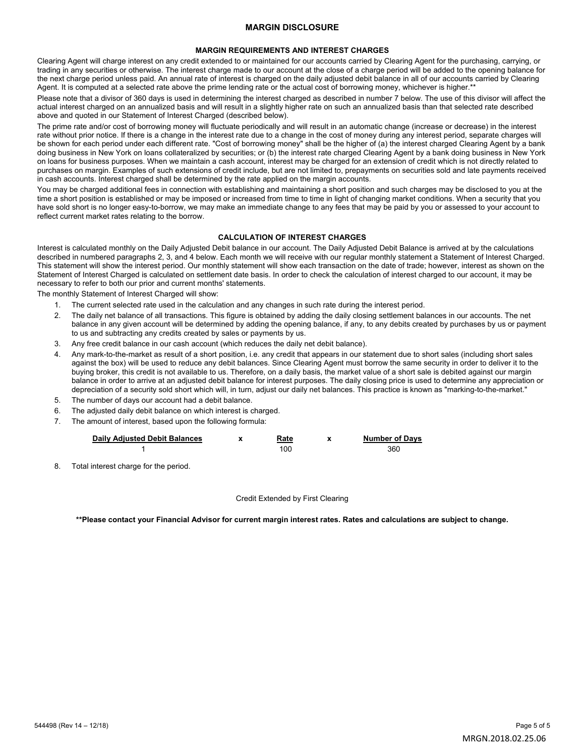# MARGIN DISCLOSURE

## MARGIN REQUIREMENTS AND INTEREST CHARGES

Clearing Agent will charge interest on any credit extended to or maintained for our accounts carried by Clearing Agent for the purchasing, carrying, or trading in any securities or otherwise. The interest charge made to our account at the close of a charge period will be added to the opening balance for the next charge period unless paid. An annual rate of interest is charged on the daily adjusted debit balance in all of our accounts carried by Clearing Agent. It is computed at a selected rate above the prime lending rate or the actual cost of borrowing money, whichever is higher.**

Please note that a divisor of 360 days is used in determining the interest charged as described in number 7 below. The use of this divisor will affect the actual interest charged on an annualized basis and will result in a slightly higher rate on such an annualized basis than that selected rate described above and quoted in our Statement of Interest Charged (described below).

The prime rate and/or cost of borrowing money will fluctuate periodically and will result in an automatic change (increase or decrease) in the interest rate without prior notice. If there is a change in the interest rate due to a change in the cost of money during any interest period, separate charges will be shown for each period under each different rate. "Cost of borrowing money" shall be the higher of (a) the interest charged Clearing Agent by a bank doing business in New York on loans collateralized by securities; or (b) the interest rate charged Clearing Agent by a bank doing business in New York on loans for business purposes. When we maintain a cash account, interest may be charged for an extension of credit which is not directly related to purchases on margin. Examples of such extensions of credit include, but are not limited to, prepayments on securities sold and late payments received in cash accounts. Interest charged shall be determined by the rate applied on the margin accounts.

You may be charged additional fees in connection with establishing and maintaining a short position and such charges may be disclosed to you at the time a short position is established or may be imposed or increased from time to time in light of changing market conditions. When a security that you have sold short is no longer easy-to-borrow, we may make an immediate change to any fees that may be paid by you or assessed to your account to reflect current market rates relating to the borrow.

## CALCULATION OF INTEREST CHARGES

Interest is calculated monthly on the Daily Adjusted Debit balance in our account. The Daily Adjusted Debit Balance is arrived at by the calculations described in numbered paragraphs 2, 3, and 4 below. Each month we will receive with our regular monthly statement a Statement of Interest Charged. This statement will show the interest period. Our monthly statement will show each transaction on the date of trade; however, interest as shown on the Statement of Interest Charged is calculated on settlement date basis. In order to check the calculation of interest charged to our account, it may be necessary to refer to both our prior and current months' statements.

The monthly Statement of Interest Charged will show:

1. The current selected rate used in the calculation and any changes in such rate during the interest period.
2. The daily net balance of all transactions. This figure is obtained by adding the daily closing settlement balances in our accounts. The net balance in any given account will be determined by adding the opening balance, if any, to any debits created by purchases by us or payment to us and subtracting any credits created by sales or payments by us.
3. Any free credit balance in our cash account (which reduces the daily net debit balance).
4. Any mark-to-the-market as result of a short position, i.e. any credit that appears in our statement due to short sales (including short sales against the box) will be used to reduce any debit balances. Since Clearing Agent must borrow the same security in order to deliver it to the buying broker, this credit is not available to us. Therefore, on a daily basis, the market value of a short sale is debited against our margin balance in order to arrive at an adjusted debit balance for interest purposes. The daily closing price is used to determine any appreciation or depreciation of a security sold short which will, in turn, adjust our daily net balances. This practice is known as "marking-to-the-market."
5. The number of days our account had a debit balance.
6. The adjusted daily debit balance on which interest is charged.
7. The amount of interest, based upon the following formula:

$$\frac{\text{Daily Adjusted Debit Balances}}{1} \times \frac{\text{Rate}}{100} \times \frac{\text{Number of Days}}{360}$$

8. Total interest charge for the period.

Credit Extended by First Clearing

**\*\*Please contact your Financial Advisor for current margin interest rates. Rates and calculations are subject to change.**

544498 (Rev 14 – 12/18)

MRGN.2018.02.25.06